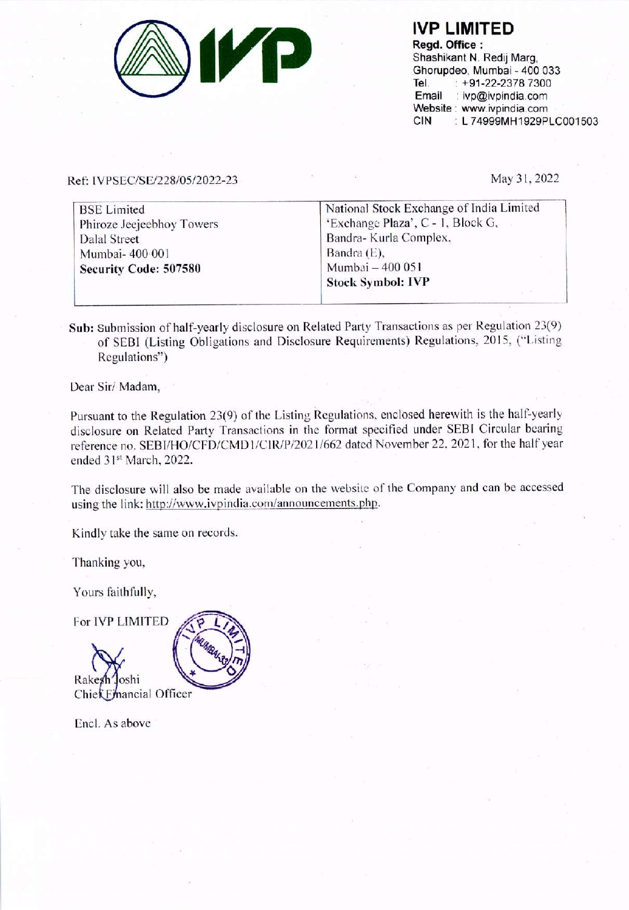# IVP LIMITED

**Regd. Office :**
Shashikant N. Redij Marg,
Ghorupdeo, Mumbai - 400 033
Tel. : +91-22-2378 7300
Email : ivp@ivpindia.com
Website : www.ivpindia.com
CIN : L74999MH1929PLC001503

Ref: IVPSEC/SE/228/05/2022-23

May 31, 2022

| | |
|---|---|
| BSE Limited<br>Phiroze Jeejeebhoy Towers<br>Dalal Street<br>Mumbai- 400 001<br>**Security Code: 507580** | National Stock Exchange of India Limited<br>'Exchange Plaza', C - 1, Block G,<br>Bandra- Kurla Complex,<br>Bandra (E),<br>Mumbai – 400 051<br>**Stock Symbol: IVP** |

**Sub:** Submission of half-yearly disclosure on Related Party Transactions as per Regulation 23(9) of SEBI (Listing Obligations and Disclosure Requirements) Regulations, 2015, ("Listing Regulations")

Dear Sir/ Madam,

Pursuant to the Regulation 23(9) of the Listing Regulations, enclosed herewith is the half-yearly disclosure on Related Party Transactions in the format specified under SEBI Circular bearing reference no. SEBI/HO/CFD/CMD1/CIR/P/2021/662 dated November 22, 2021, for the half year ended 31st March, 2022.

The disclosure will also be made available on the website of the Company and can be accessed using the link: http://www.ivpindia.com/announcements.php.

Kindly take the same on records.

Thanking you,

Yours faithfully,

For IVP LIMITED

Rakesh Joshi
Chief Financial Officer

Encl. As above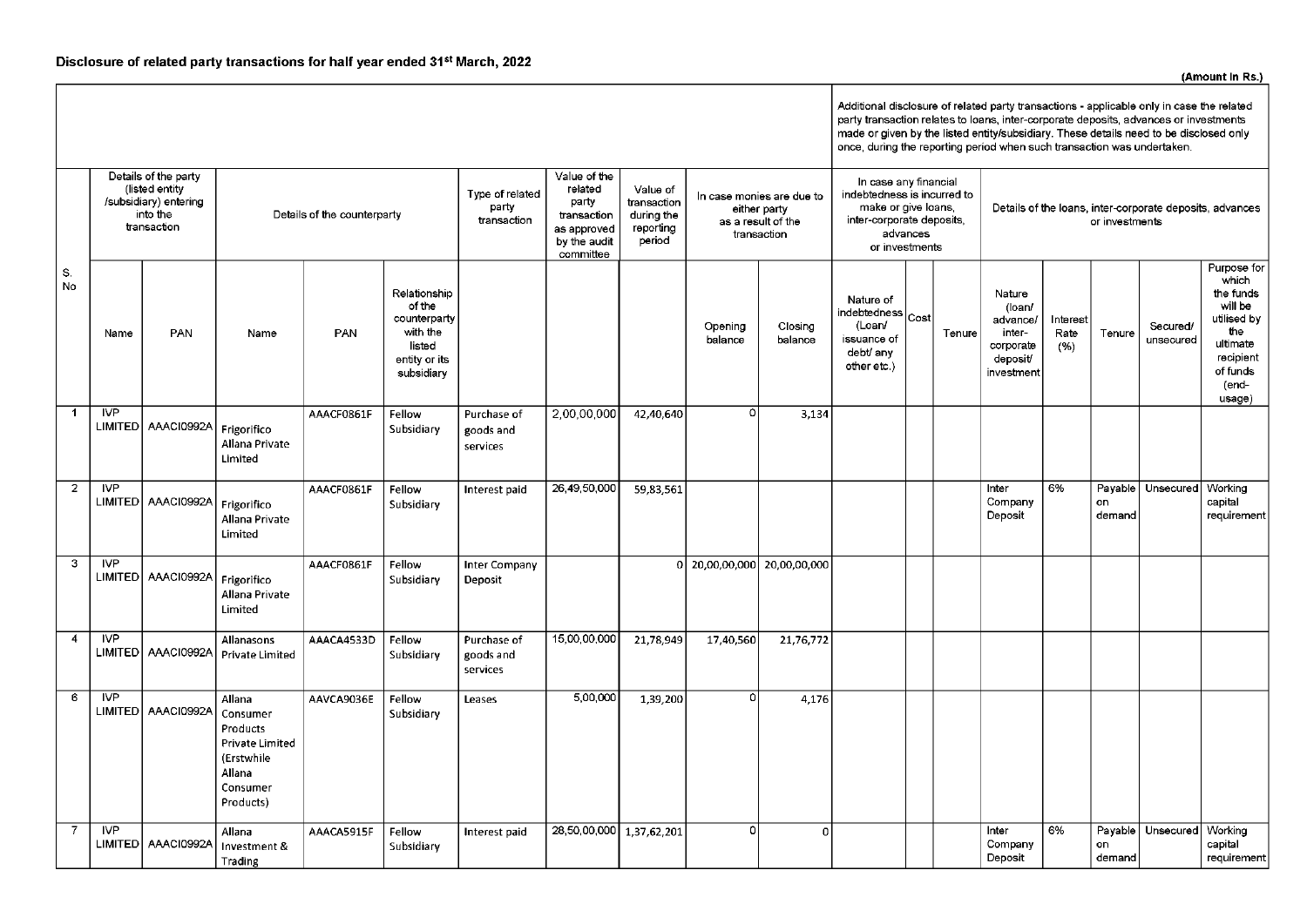## Disclosure of related party transactions for half year ended 31st March, 2022

(Amount in Rs.)

| | | | | | | | | | | | | | | | | | | | |
|---|---|---|---|---|---|---|---|---|---|---|---|---|---|---|---|---|---|---|---|
| | | | | | | | | | | | Additional disclosure of related party transactions - applicable only in case the related party transaction relates to loans, inter-corporate deposits, advances or investments made or given by the listed entity/subsidiary. These details need to be disclosed only once, during the reporting period when such transaction was undertaken. | | | | | | | | |
| S. No | Details of the party (listed entity /subsidiary) entering into the transaction | | Details of the counterparty | | | Type of related party transaction | Value of the related party transaction as approved by the audit committee | Value of transaction during the reporting period | In case monies are due to either party as a result of the transaction | | In case any financial indebtedness is incurred to make or give loans, inter-corporate deposits, advances or investments | | | Details of the loans, inter-corporate deposits, advances or investments | | | | | |
| | Name | PAN | Name | PAN | Relationship of the counterparty with the listed entity or its subsidiary | | | | Opening balance | Closing balance | Nature of indebtedness (Loan/ issuance of debt/ any other etc.) | Cost | Tenure | Nature (loan/ advance/ inter-corporate deposit/ investment | Interest Rate (%) | Tenure | Secured/ unsecured | Purpose for which the funds will be utilised by the ultimate recipient of funds (end-usage) | |
| 1 | IVP LIMITED | AAACI0992A | Frigorifico Allana Private Limited | AAACF0861F | Fellow Subsidiary | Purchase of goods and services | 2,00,00,000 | 42,40,640 | 0 | 3,134 | | | | | | | | | |
| 2 | IVP LIMITED | AAACI0992A | Frigorifico Allana Private Limited | AAACF0861F | Fellow Subsidiary | Interest paid | 26,49,50,000 | 59,83,561 | | | | | | Inter Company Deposit | 6% | Payable on demand | Unsecured | Working capital requirement | |
| 3 | IVP LIMITED | AAACI0992A | Frigorifico Allana Private Limited | AAACF0861F | Fellow Subsidiary | Inter Company Deposit | | 0 | 20,00,00,000 | 20,00,00,000 | | | | | | | | | |
| 4 | IVP LIMITED | AAACI0992A | Allanasons Private Limited | AAACA4533D | Fellow Subsidiary | Purchase of goods and services | 15,00,00,000 | 21,78,949 | 17,40,560 | 21,76,772 | | | | | | | | | |
| 6 | IVP LIMITED | AAACI0992A | Allana Consumer Products Private Limited (Erstwhile Allana Consumer Products) | AAVCA9036E | Fellow Subsidiary | Leases | 5,00,000 | 1,39,200 | 0 | 4,176 | | | | | | | | | |
| 7 | IVP LIMITED | AAACI0992A | Allana Investment & Trading | AAACA5915F | Fellow Subsidiary | Interest paid | 28,50,00,000 | 1,37,62,201 | 0 | 0 | | | | Inter Company Deposit | 6% | Payable on demand | Unsecured | Working capital requirement | |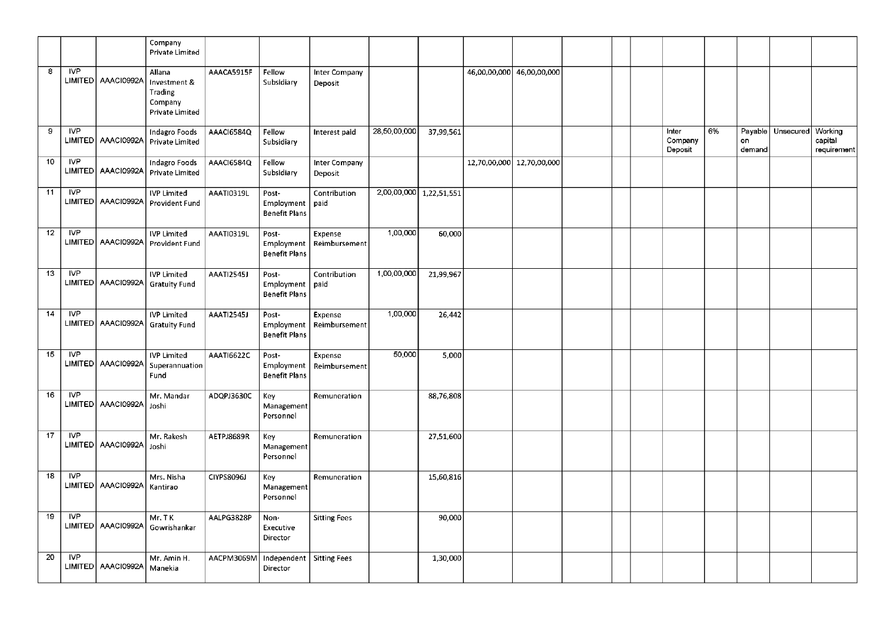| | | | | | | | | | | | | | | | | | | |
|---|---|---|---|---|---|---|---|---|---|---|---|---|---|---|---|---|---|---|
| | | | Company Private Limited | | | | | | | | | | | | | | | |
| 8 | IVP LIMITED | AAACI0992A | Allana Investment & Trading Company Private Limited | AAACA5915F | Fellow Subsidiary | Inter Company Deposit | | | 46,00,00,000 | 46,00,00,000 | | | | | | | | |
| 9 | IVP LIMITED | AAACI0992A | Indagro Foods Private Limited | AAACI6584Q | Fellow Subsidiary | Interest paid | 28,60,00,000 | 37,99,561 | | | | | | Inter Company Deposit | 6% | Payable on demand | Unsecured | Working capital requirement |
| 10 | IVP LIMITED | AAACI0992A | Indagro Foods Private Limited | AAACI6584Q | Fellow Subsidiary | Inter Company Deposit | | | 12,70,00,000 | 12,70,00,000 | | | | | | | | |
| 11 | IVP LIMITED | AAACI0992A | IVP Limited Provident Fund | AAATI0319L | Post-Employment Benefit Plans | Contribution paid | 2,00,00,000 | 1,22,51,551 | | | | | | | | | | |
| 12 | IVP LIMITED | AAACI0992A | IVP Limited Provident Fund | AAATI0319L | Post-Employment Benefit Plans | Expense Reimbursement | 1,00,000 | 60,000 | | | | | | | | | | |
| 13 | IVP LIMITED | AAACI0992A | IVP Limited Gratuity Fund | AAATI2545J | Post-Employment Benefit Plans | Contribution paid | 1,00,00,000 | 21,99,967 | | | | | | | | | | |
| 14 | IVP LIMITED | AAACI0992A | IVP Limited Gratuity Fund | AAATI2545J | Post-Employment Benefit Plans | Expense Reimbursement | 1,00,000 | 26,442 | | | | | | | | | | |
| 15 | IVP LIMITED | AAACI0992A | IVP Limited Superannuation Fund | AAATI6622C | Post-Employment Benefit Plans | Expense Reimbursement | 50,000 | 5,000 | | | | | | | | | | |
| 16 | IVP LIMITED | AAACI0992A | Mr. Mandar Joshi | ADQPJ3630C | Key Management Personnel | Remuneration | | 88,76,808 | | | | | | | | | | |
| 17 | IVP LIMITED | AAACI0992A | Mr. Rakesh Joshi | AETPJ8689R | Key Management Personnel | Remuneration | | 27,51,600 | | | | | | | | | | |
| 18 | IVP LIMITED | AAACI0992A | Mrs. Nisha Kantirao | CIYPS8096J | Key Management Personnel | Remuneration | | 15,60,816 | | | | | | | | | | |
| 19 | IVP LIMITED | AAACI0992A | Mr. T K Gowrishankar | AALPG3828P | Non-Executive Director | Sitting Fees | | 90,000 | | | | | | | | | | |
| 20 | IVP LIMITED | AAACI0992A | Mr. Amin H. Manekia | AACPM3069M | Independent Director | Sitting Fees | | 1,30,000 | | | | | | | | | | |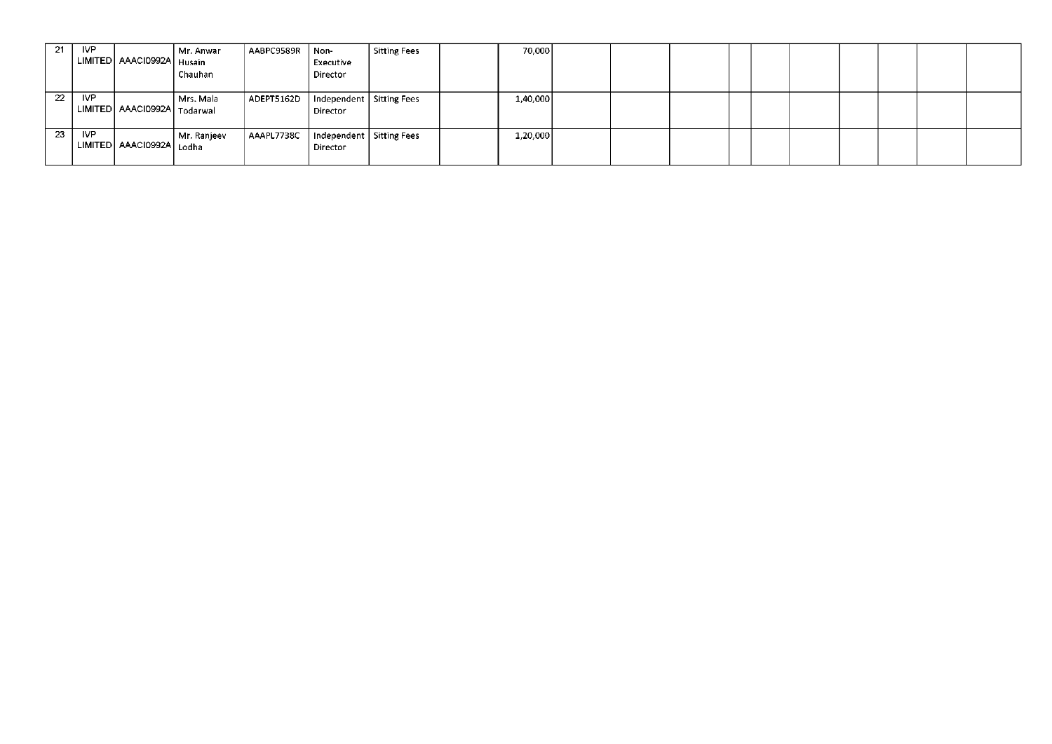| | | | | | | | | | | | | | | | | | | |
|---|---|---|---|---|---|---|---|---|---|---|---|---|---|---|---|---|---|---|
| 21 | IVP LIMITED | AAACI0992A | Mr. Anwar Husain Chauhan | AABPC9589R | Non-Executive Director | Sitting Fees | | 70,000 | | | | | | | | | | |
| 22 | IVP LIMITED | AAACI0992A | Mrs. Mala Todarwal | ADEPT5162D | Independent Director | Sitting Fees | | 1,40,000 | | | | | | | | | | |
| 23 | IVP LIMITED | AAACI0992A | Mr. Ranjeev Lodha | AAAPL7738C | Independent Director | Sitting Fees | | 1,20,000 | | | | | | | | | | |